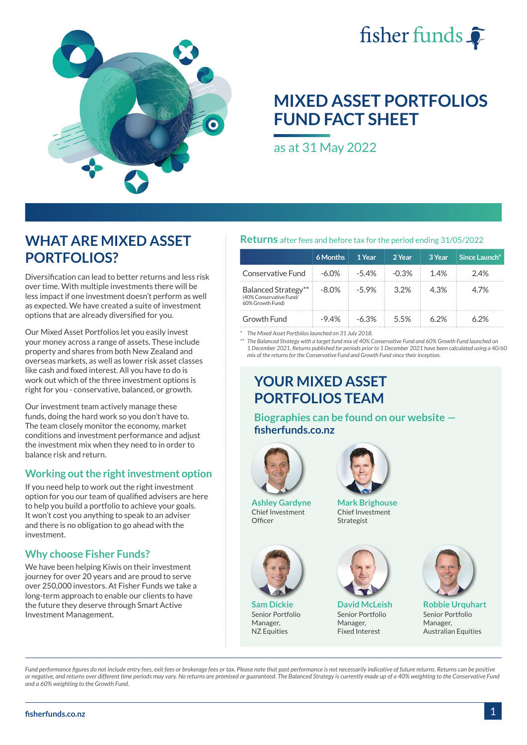fisher funds

# MIXED ASSET PORTFOLIOS FUND FACT SHEET

as at 31 May 2022

## WHAT ARE MIXED ASSET PORTFOLIOS?

Diversification can lead to better returns and less risk over time. With multiple investments there will be less impact if one investment doesn't perform as well as expected. We have created a suite of investment options that are already diversified for you.

Our Mixed Asset Portfolios let you easily invest your money across a range of assets. These include property and shares from both New Zealand and overseas markets, as well as lower risk asset classes like cash and fixed interest. All you have to do is work out which of the three investment options is right for you - conservative, balanced, or growth.

Our investment team actively manage these funds, doing the hard work so you don't have to. The team closely monitor the economy, market conditions and investment performance and adjust the investment mix when they need to in order to balance risk and return.

### Working out the right investment option

If you need help to work out the right investment option for you our team of qualified advisers are here to help you build a portfolio to achieve your goals. It won't cost you anything to speak to an adviser and there is no obligation to go ahead with the investment.

### Why choose Fisher Funds?

We have been helping Kiwis on their investment journey for over 20 years and are proud to serve over 250,000 investors. At Fisher Funds we take a long-term approach to enable our clients to have the future they deserve through Smart Active Investment Management.

### Returns after fees and before tax for the period ending 31/05/2022

| | 6 Months | 1 Year | 2 Year | 3 Year | Since Launch* |
|---|---|---|---|---|---|
| Conservative Fund | -6.0% | -5.4% | -0.3% | 1.4% | 2.4% |
| Balanced Strategy** (40% Conservative Fund/ 60% Growth Fund) | -8.0% | -5.9% | 3.2% | 4.3% | 4.7% |
| Growth Fund | -9.4% | -6.3% | 5.5% | 6.2% | 6.2% |

*\* The Mixed Asset Portfolios launched on 31 July 2018.*

*\*\* The Balanced Strategy with a target fund mix of 40% Conservative Fund and 60% Growth Fund launched on 1 December 2021. Returns published for periods prior to 1 December 2021 have been calculated using a 40/60 mix of the returns for the Conservative Fund and Growth Fund since their inception.*

## YOUR MIXED ASSET PORTFOLIOS TEAM

### Biographies can be found on our website — fisherfunds.co.nz

**Ashley Gardyne**
Chief Investment Officer

**Mark Brighouse**
Chief Investment Strategist

**Sam Dickie**
Senior Portfolio Manager, NZ Equities

**David McLeish**
Senior Portfolio Manager, Fixed Interest

**Robbie Urquhart**
Senior Portfolio Manager, Australian Equities

*Fund performance figures do not include entry fees, exit fees or brokerage fees or tax. Please note that past performance is not necessarily indicative of future returns. Returns can be positive or negative, and returns over different time periods may vary. No returns are promised or guaranteed. The Balanced Strategy is currently made up of a 40% weighting to the Conservative Fund and a 60% weighting to the Growth Fund.*

fisherfunds.co.nz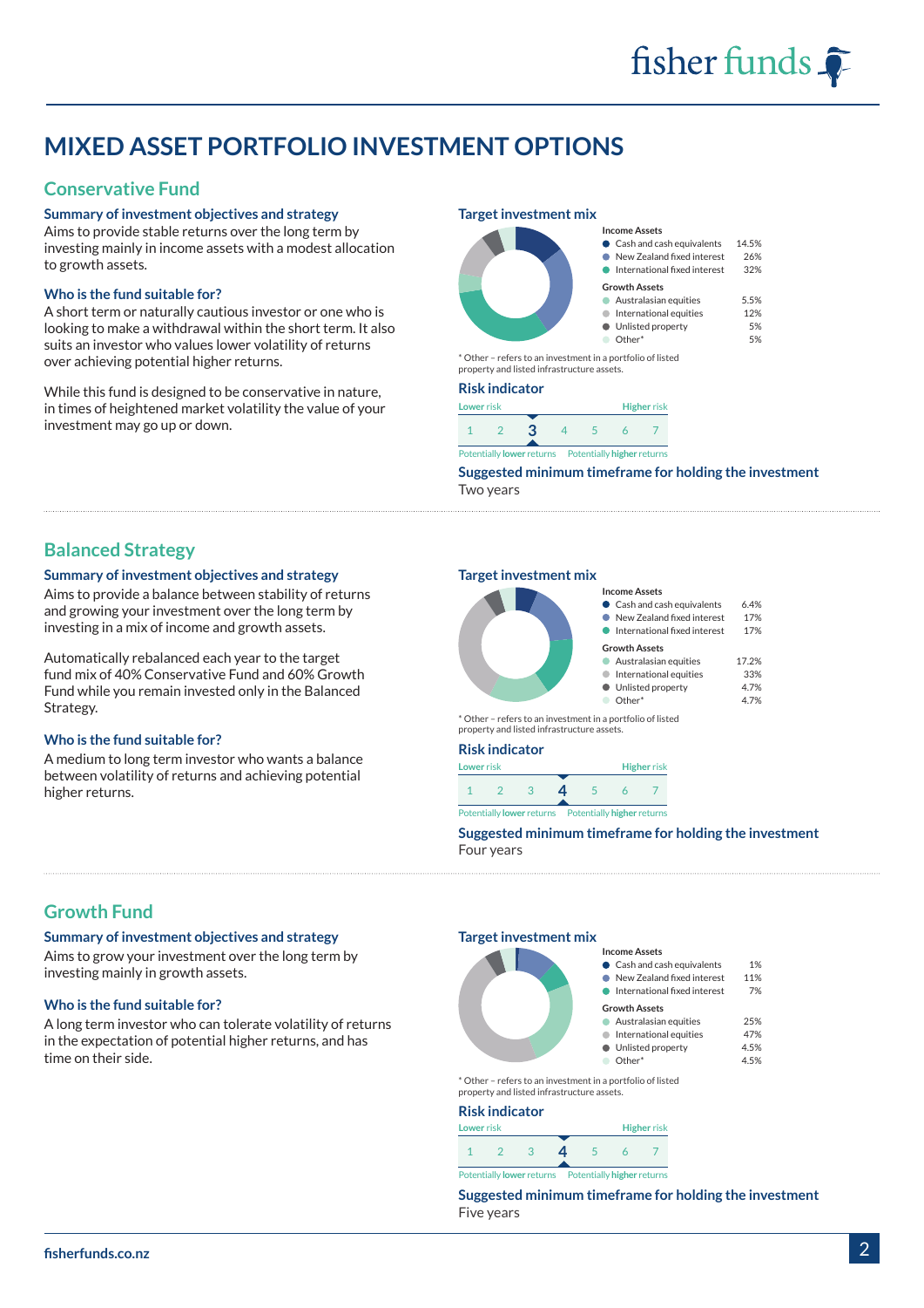# MIXED ASSET PORTFOLIO INVESTMENT OPTIONS

## Conservative Fund

### Summary of investment objectives and strategy

Aims to provide stable returns over the long term by investing mainly in income assets with a modest allocation to growth assets.

### Who is the fund suitable for?

A short term or naturally cautious investor or one who is looking to make a withdrawal within the short term. It also suits an investor who values lower volatility of returns over achieving potential higher returns.

While this fund is designed to be conservative in nature, in times of heightened market volatility the value of your investment may go up or down.

### Target investment mix

| Income Assets | |
|---|---|
| Cash and cash equivalents | 14.5% |
| New Zealand fixed interest | 26% |
| International fixed interest | 32% |
| **Growth Assets** | |
| Australasian equities | 5.5% |
| International equities | 12% |
| Unlisted property | 5% |
| Other* | 5% |

* Other – refers to an investment in a portfolio of listed property and listed infrastructure assets.

### Risk indicator

Lower risk — Higher risk

1 2 **3** 4 5 6 7

Potentially lower returns — Potentially higher returns

### Suggested minimum timeframe for holding the investment

Two years

## Balanced Strategy

### Summary of investment objectives and strategy

Aims to provide a balance between stability of returns and growing your investment over the long term by investing in a mix of income and growth assets.

Automatically rebalanced each year to the target fund mix of 40% Conservative Fund and 60% Growth Fund while you remain invested only in the Balanced Strategy.

### Who is the fund suitable for?

A medium to long term investor who wants a balance between volatility of returns and achieving potential higher returns.

### Target investment mix

| Income Assets | |
|---|---|
| Cash and cash equivalents | 6.4% |
| New Zealand fixed interest | 17% |
| International fixed interest | 17% |
| **Growth Assets** | |
| Australasian equities | 17.2% |
| International equities | 33% |
| Unlisted property | 4.7% |
| Other* | 4.7% |

* Other – refers to an investment in a portfolio of listed property and listed infrastructure assets.

### Risk indicator

Lower risk — Higher risk

1 2 3 **4** 5 6 7

Potentially lower returns — Potentially higher returns

### Suggested minimum timeframe for holding the investment

Four years

## Growth Fund

### Summary of investment objectives and strategy

Aims to grow your investment over the long term by investing mainly in growth assets.

### Who is the fund suitable for?

A long term investor who can tolerate volatility of returns in the expectation of potential higher returns, and has time on their side.

### Target investment mix

| Income Assets | |
|---|---|
| Cash and cash equivalents | 1% |
| New Zealand fixed interest | 11% |
| International fixed interest | 7% |
| **Growth Assets** | |
| Australasian equities | 25% |
| International equities | 47% |
| Unlisted property | 4.5% |
| Other* | 4.5% |

* Other – refers to an investment in a portfolio of listed property and listed infrastructure assets.

### Risk indicator

Lower risk — Higher risk

1 2 3 **4** 5 6 7

Potentially lower returns — Potentially higher returns

### Suggested minimum timeframe for holding the investment

Five years

fisherfunds.co.nz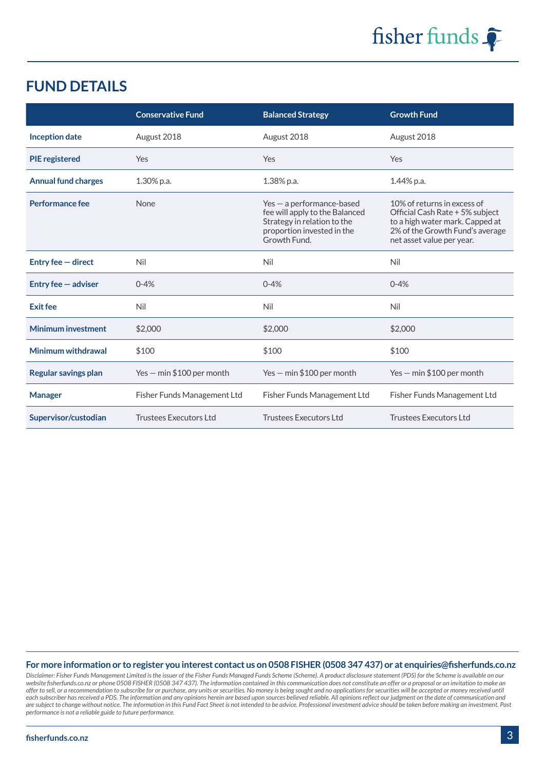## FUND DETAILS

| | Conservative Fund | Balanced Strategy | Growth Fund |
|---|---|---|---|
| **Inception date** | August 2018 | August 2018 | August 2018 |
| **PIE registered** | Yes | Yes | Yes |
| **Annual fund charges** | 1.30% p.a. | 1.38% p.a. | 1.44% p.a. |
| **Performance fee** | None | Yes — a performance-based fee will apply to the Balanced Strategy in relation to the proportion invested in the Growth Fund. | 10% of returns in excess of Official Cash Rate + 5% subject to a high water mark. Capped at 2% of the Growth Fund's average net asset value per year. |
| **Entry fee — direct** | Nil | Nil | Nil |
| **Entry fee — adviser** | 0-4% | 0-4% | 0-4% |
| **Exit fee** | Nil | Nil | Nil |
| **Minimum investment** | $2,000 | $2,000 | $2,000 |
| **Minimum withdrawal** | $100 | $100 | $100 |
| **Regular savings plan** | Yes — min $100 per month | Yes — min $100 per month | Yes — min $100 per month |
| **Manager** | Fisher Funds Management Ltd | Fisher Funds Management Ltd | Fisher Funds Management Ltd |
| **Supervisor/custodian** | Trustees Executors Ltd | Trustees Executors Ltd | Trustees Executors Ltd |

**For more information or to register you interest contact us on 0508 FISHER (0508 347 437) or at enquiries@fisherfunds.co.nz**

*Disclaimer: Fisher Funds Management Limited is the issuer of the Fisher Funds Managed Funds Scheme (Scheme). A product disclosure statement (PDS) for the Scheme is available on our website fisherfunds.co.nz or phone 0508 FISHER (0508 347 437). The information contained in this communication does not constitute an offer or a proposal or an invitation to make an offer to sell, or a recommendation to subscribe for or purchase, any units or securities. No money is being sought and no applications for securities will be accepted or money received until each subscriber has received a PDS. The information and any opinions herein are based upon sources believed reliable. All opinions reflect our judgment on the date of communication and are subject to change without notice. The information in this Fund Fact Sheet is not intended to be advice. Professional investment advice should be taken before making an investment. Past performance is not a reliable guide to future performance.*